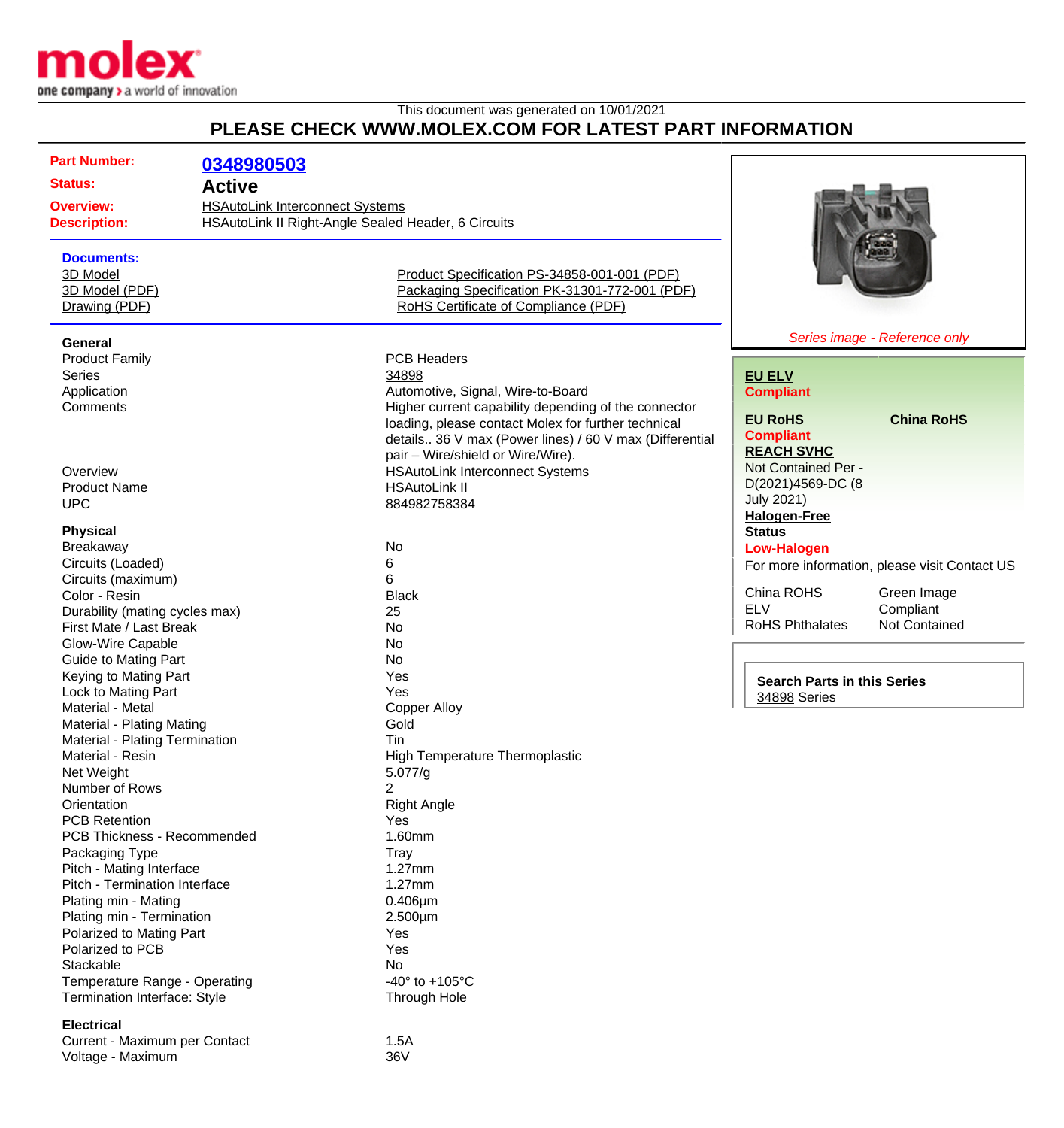This document was generated on 10/01/2021

## PLEASE CHECK WWW.MOLEX.COM FOR LATEST PART INFORMATION

| | |
|---|---|
| **Part Number:** | **0348980503** |
| **Status:** | **Active** |
| **Overview:** | HSAutoLink Interconnect Systems |
| **Description:** | HSAutoLink II Right-Angle Sealed Header, 6 Circuits |

**Documents:**

- 3D Model
- 3D Model (PDF)
- Drawing (PDF)
- Product Specification PS-34858-001-001 (PDF)
- Packaging Specification PK-31301-772-001 (PDF)
- RoHS Certificate of Compliance (PDF)

*Series image - Reference only*

**EU ELV**
**Compliant**

**EU RoHS**
**Compliant**

**China RoHS**

**REACH SVHC**
Not Contained Per - D(2021)4569-DC (8 July 2021)

**Halogen-Free Status**
**Low-Halogen**

For more information, please visit Contact US

| | |
|---|---|
| China ROHS | Green Image |
| ELV | Compliant |
| RoHS Phthalates | Not Contained |

**Search Parts in this Series**
34898 Series

### General

| | |
|---|---|
| Product Family | PCB Headers |
| Series | 34898 |
| Application | Automotive, Signal, Wire-to-Board |
| Comments | Higher current capability depending of the connector loading, please contact Molex for further technical details.. 36 V max (Power lines) / 60 V max (Differential pair – Wire/shield or Wire/Wire). |
| Overview | HSAutoLink Interconnect Systems |
| Product Name | HSAutoLink II |
| UPC | 884982758384 |

### Physical

| | |
|---|---|
| Breakaway | No |
| Circuits (Loaded) | 6 |
| Circuits (maximum) | 6 |
| Color - Resin | Black |
| Durability (mating cycles max) | 25 |
| First Mate / Last Break | No |
| Glow-Wire Capable | No |
| Guide to Mating Part | No |
| Keying to Mating Part | Yes |
| Lock to Mating Part | Yes |
| Material - Metal | Copper Alloy |
| Material - Plating Mating | Gold |
| Material - Plating Termination | Tin |
| Material - Resin | High Temperature Thermoplastic |
| Net Weight | 5.077/g |
| Number of Rows | 2 |
| Orientation | Right Angle |
| PCB Retention | Yes |
| PCB Thickness - Recommended | 1.60mm |
| Packaging Type | Tray |
| Pitch - Mating Interface | 1.27mm |
| Pitch - Termination Interface | 1.27mm |
| Plating min - Mating | 0.406µm |
| Plating min - Termination | 2.500µm |
| Polarized to Mating Part | Yes |
| Polarized to PCB | Yes |
| Stackable | No |
| Temperature Range - Operating | -40° to +105°C |
| Termination Interface: Style | Through Hole |

### Electrical

| | |
|---|---|
| Current - Maximum per Contact | 1.5A |
| Voltage - Maximum | 36V |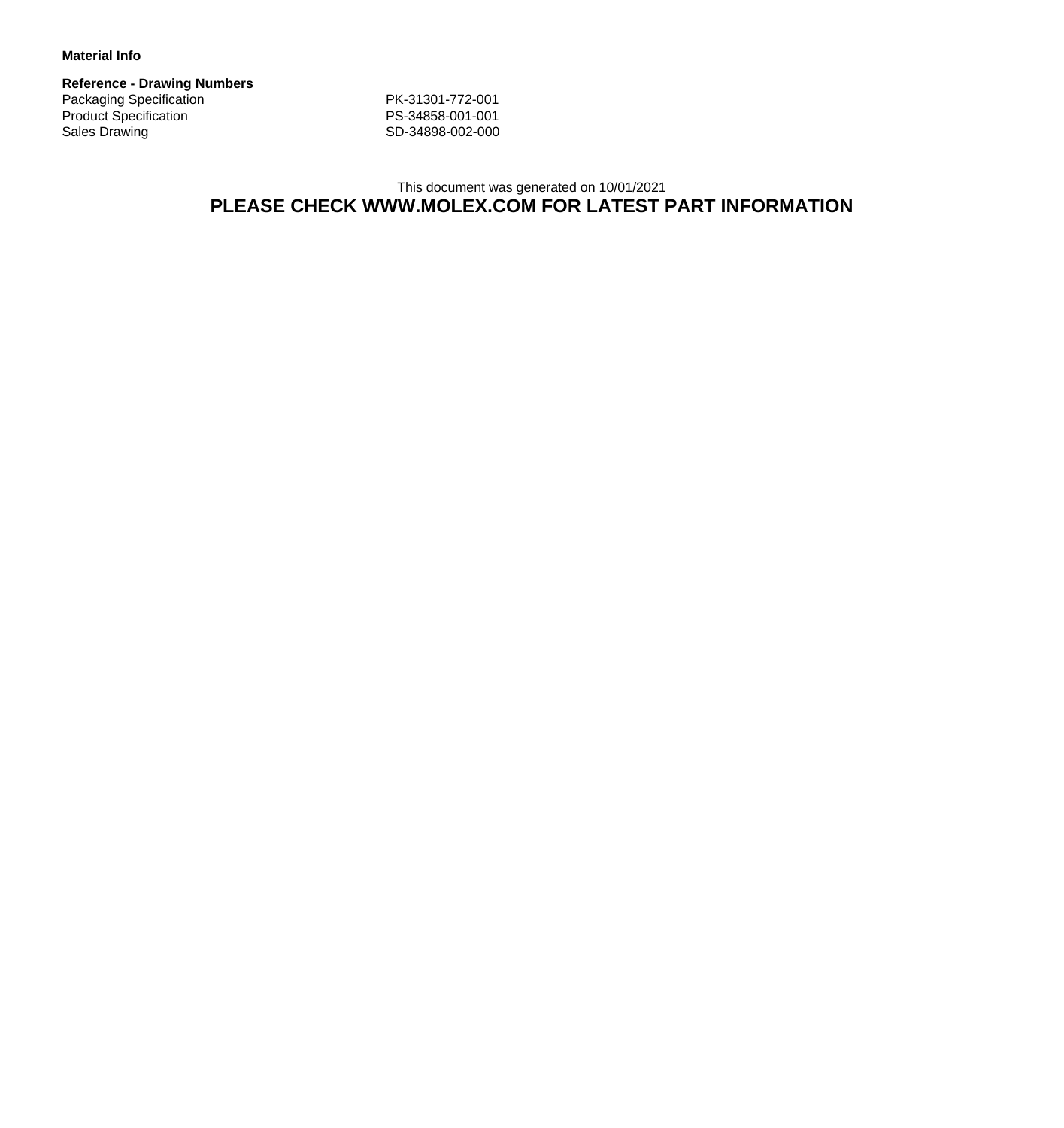**Material Info**

**Reference - Drawing Numbers**

| | |
|---|---|
| Packaging Specification | PK-31301-772-001 |
| Product Specification | PS-34858-001-001 |
| Sales Drawing | SD-34898-002-000 |

This document was generated on 10/01/2021

**PLEASE CHECK WWW.MOLEX.COM FOR LATEST PART INFORMATION**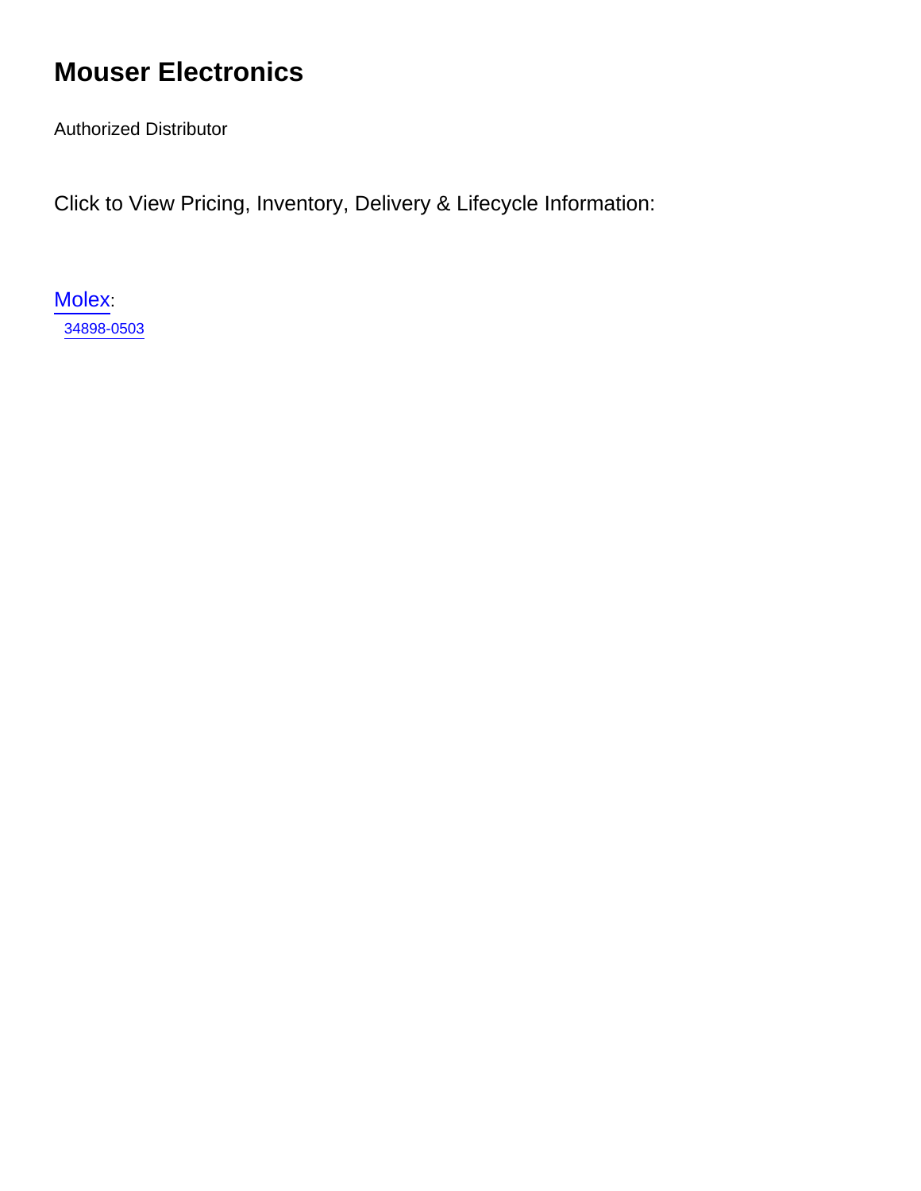# Mouser Electronics

Authorized Distributor

Click to View Pricing, Inventory, Delivery & Lifecycle Information:

Molex:

34898-0503